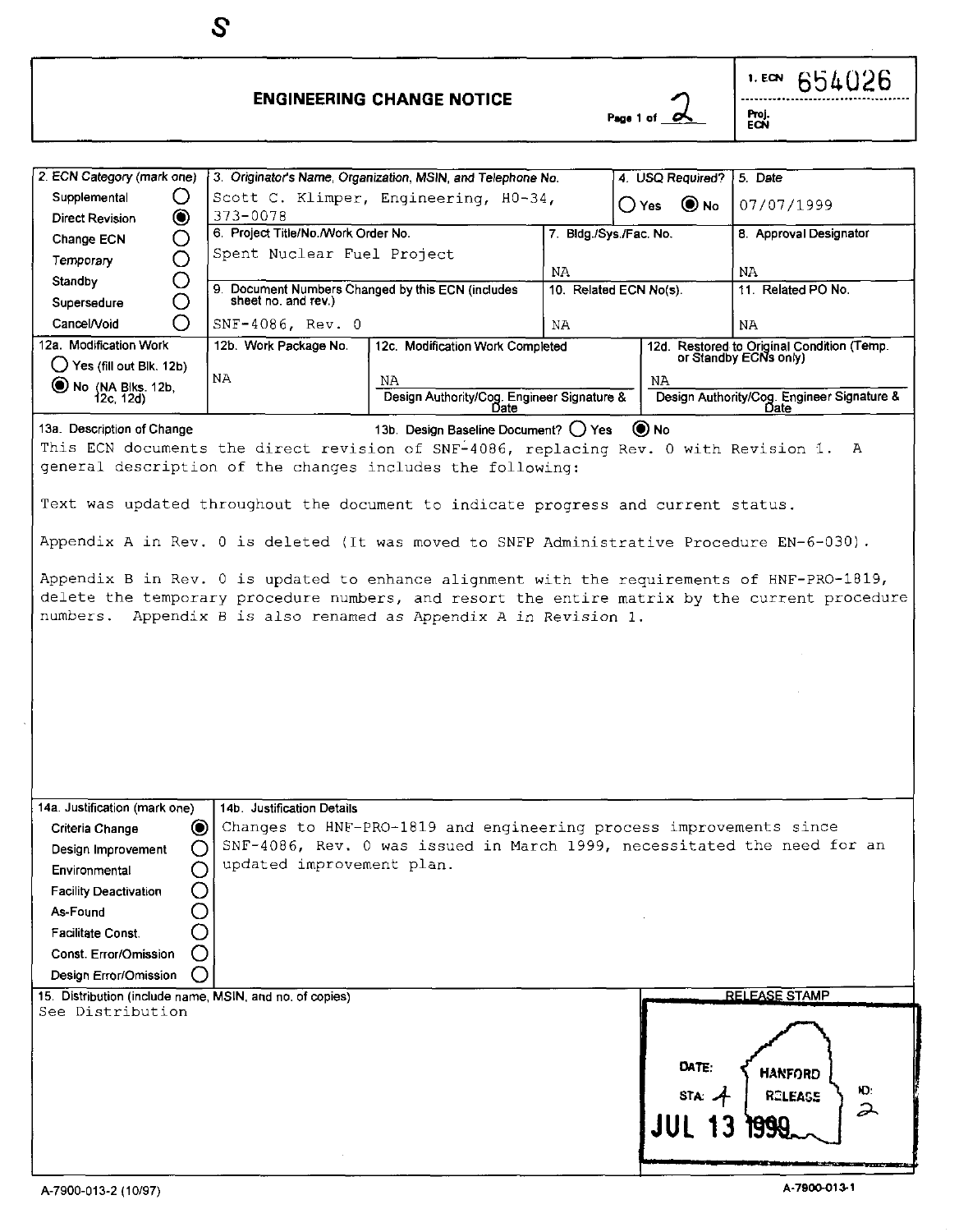S

# ENGINEERING CHANGE NOTICE

Page 1 of 2

1. ECN 654026

Proj. ECN

| 2. ECN Category (mark one) | 3. Originator's Name, Organization, MSIN, and Telephone No. | | 4. USQ Required? | 5. Date |
|---|---|---|---|---|
| Supplemental ○<br>Direct Revision ◉<br>Change ECN ○<br>Temporary ○<br>Standby ○<br>Supersedure ○<br>Cancel/Void ○ | Scott C. Klimper, Engineering, H0-34, 373-0078 | | ○ Yes ◉ No | 07/07/1999 |
| | 6. Project Title/No./Work Order No.<br>Spent Nuclear Fuel Project | 7. Bldg./Sys./Fac. No.<br>NA | | 8. Approval Designator<br>NA |
| | 9. Document Numbers Changed by this ECN (includes sheet no. and rev.)<br>SNF-4086, Rev. 0 | 10. Related ECN No(s).<br>NA | | 11. Related PO No.<br>NA |

| 12a. Modification Work | 12b. Work Package No. | 12c. Modification Work Completed | 12d. Restored to Original Condition (Temp. or Standby ECNs only) |
|---|---|---|---|
| ○ Yes (fill out Blk. 12b)<br>◉ No (NA Blks. 12b, 12c, 12d) | NA | NA<br>Design Authority/Cog. Engineer Signature & Date | NA<br>Design Authority/Cog. Engineer Signature & Date |

13a. Description of Change 13b. Design Baseline Document? ○ Yes ◉ No

This ECN documents the direct revision of SNF-4086, replacing Rev. 0 with Revision 1. A general description of the changes includes the following:

Text was updated throughout the document to indicate progress and current status.

Appendix A in Rev. 0 is deleted (It was moved to SNFP Administrative Procedure EN-6-030).

Appendix B in Rev. 0 is updated to enhance alignment with the requirements of HNF-PRO-1819, delete the temporary procedure numbers, and resort the entire matrix by the current procedure numbers. Appendix B is also renamed as Appendix A in Revision 1.

| 14a. Justification (mark one) | 14b. Justification Details |
|---|---|
| Criteria Change ◉<br>Design Improvement ○<br>Environmental ○<br>Facility Deactivation ○<br>As-Found ○<br>Facilitate Const. ○<br>Const. Error/Omission ○<br>Design Error/Omission ○ | Changes to HNF-PRO-1819 and engineering process improvements since SNF-4086, Rev. 0 was issued in March 1999, necessitated the need for an updated improvement plan. |

15. Distribution (include name, MSIN, and no. of copies)

See Distribution

RELEASE STAMP

DATE: JUL 13 1999
STA: 4
HANFORD RELEASE
ID: 2

A-7900-013-2 (10/97) A-7900-013-1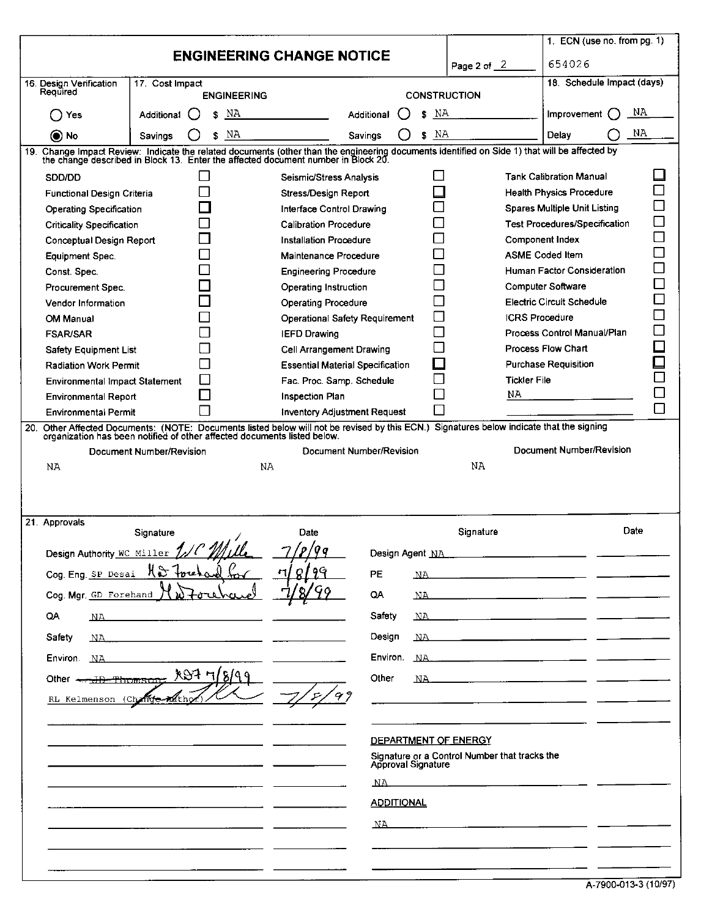# ENGINEERING CHANGE NOTICE

1. ECN (use no. from pg. 1): 654026

| 16. Design Verification Required | 17. Cost Impact | | | | 18. Schedule Impact (days) |
|---|---|---|---|---|---|
| | ENGINEERING | | CONSTRUCTION | | |
| ○ Yes | Additional ○ | $ NA | Additional ○ | $ NA | Improvement ○ NA |
| ◉ No | Savings ○ | $ NA | Savings ○ | $ NA | Delay ○ NA |

19. Change Impact Review: Indicate the related documents (other than the engineering documents identified on Side 1) that will be affected by the change described in Block 13. Enter the affected document number in Block 20.

| | | | | | |
|---|---|---|---|---|---|
| SDD/DD | ☐ | Seismic/Stress Analysis | ☐ | Tank Calibration Manual | ☐ |
| Functional Design Criteria | ☐ | Stress/Design Report | ☐ | Health Physics Procedure | ☐ |
| Operating Specification | ☐ | Interface Control Drawing | ☐ | Spares Multiple Unit Listing | ☐ |
| Criticality Specification | ☐ | Calibration Procedure | ☐ | Test Procedures/Specification | ☐ |
| Conceptual Design Report | ☐ | Installation Procedure | ☐ | Component Index | ☐ |
| Equipment Spec. | ☐ | Maintenance Procedure | ☐ | ASME Coded Item | ☐ |
| Const. Spec. | ☐ | Engineering Procedure | ☐ | Human Factor Consideration | ☐ |
| Procurement Spec. | ☐ | Operating Instruction | ☐ | Computer Software | ☐ |
| Vendor Information | ☐ | Operating Procedure | ☐ | Electric Circuit Schedule | ☐ |
| OM Manual | ☐ | Operational Safety Requirement | ☐ | ICRS Procedure | ☐ |
| FSAR/SAR | ☐ | IEFD Drawing | ☐ | Process Control Manual/Plan | ☐ |
| Safety Equipment List | ☐ | Cell Arrangement Drawing | ☐ | Process Flow Chart | ☐ |
| Radiation Work Permit | ☐ | Essential Material Specification | ☐ | Purchase Requisition | ☐ |
| Environmental Impact Statement | ☐ | Fac. Proc. Samp. Schedule | ☐ | Tickler File | ☐ |
| Environmental Report | ☐ | Inspection Plan | ☐ | NA | ☐ |
| Environmental Permit | ☐ | Inventory Adjustment Request | ☐ | | ☐ |

20. Other Affected Documents: (NOTE: Documents listed below will not be revised by this ECN.) Signatures below indicate that the signing organization has been notified of other affected documents listed below.

| Document Number/Revision | Document Number/Revision | Document Number/Revision |
|---|---|---|
| NA | NA | NA |

21. Approvals

| Signature | Date | Signature | Date |
|---|---|---|---|
| Design Authority WC Miller *W C Miller* | 7/8/99 | Design Agent NA | |
| Cog. Eng. SP Desai *H D Forehand for* | 7/8/99 | PE NA | |
| Cog. Mgr. GD Forehand *H W Forehand* | 7/8/99 | QA NA | |
| QA NA | | Safety NA | |
| Safety NA | | Design NA | |
| Environ. NA | | Environ. NA | |
| Other ~~JD Thomson~~ *KDT 7/8/99* | | Other NA | |
| RL Kelmenson (Change Author) *[signature]* | 7/8/99 | | |

**DEPARTMENT OF ENERGY**

Signature or a Control Number that tracks the Approval Signature

NA

**ADDITIONAL**

NA

A-7900-013-3 (10/97)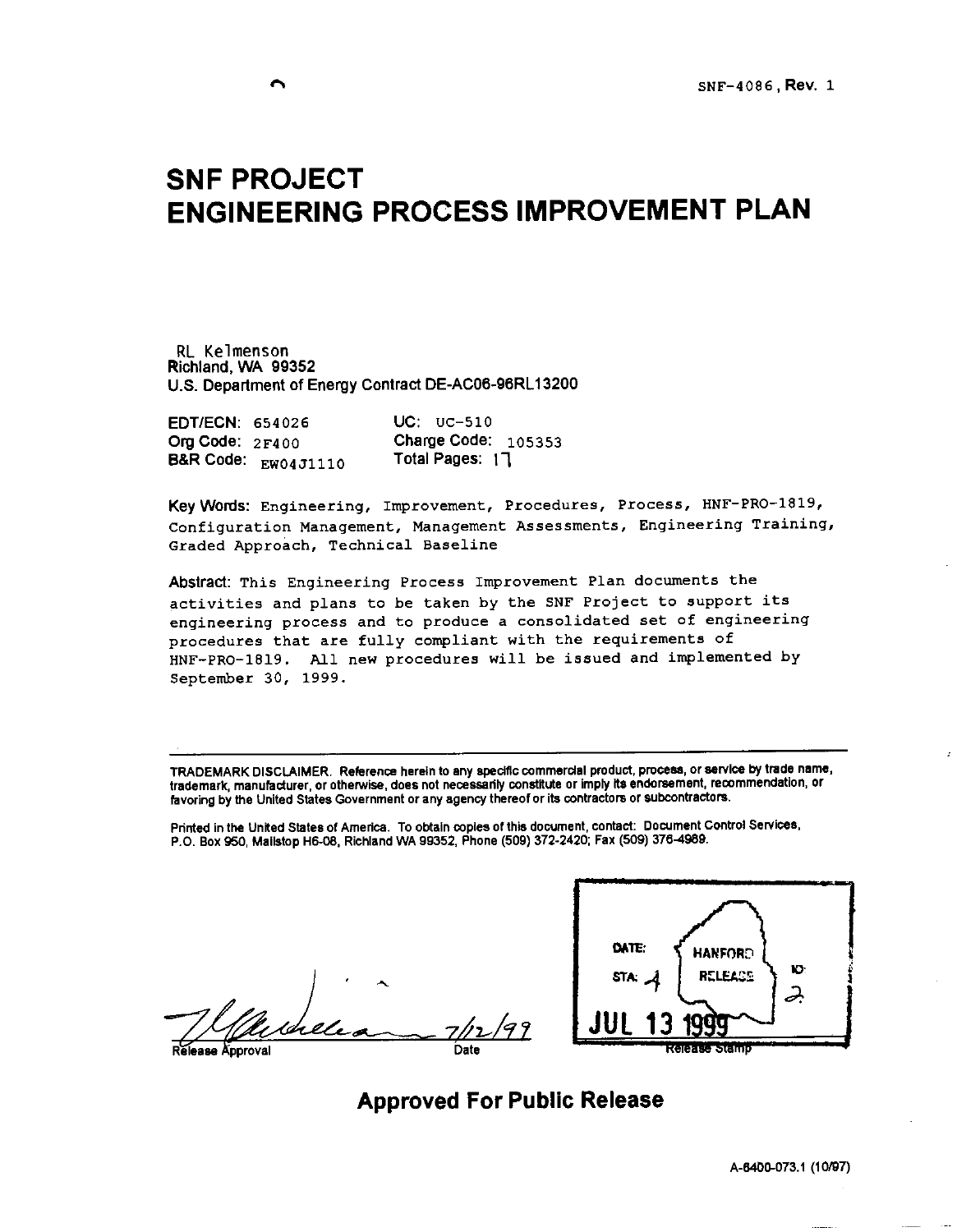SNF-4086, Rev. 1

# SNF PROJECT ENGINEERING PROCESS IMPROVEMENT PLAN

RL Kelmenson
Richland, WA 99352
U.S. Department of Energy Contract DE-AC06-96RL13200

| | |
|---|---|
| EDT/ECN: 654026 | UC: UC-510 |
| Org Code: 2F400 | Charge Code: 105353 |
| B&R Code: EW04J1110 | Total Pages: 17 |

**Key Words:** Engineering, Improvement, Procedures, Process, HNF-PRO-1819, Configuration Management, Management Assessments, Engineering Training, Graded Approach, Technical Baseline

**Abstract:** This Engineering Process Improvement Plan documents the activities and plans to be taken by the SNF Project to support its engineering process and to produce a consolidated set of engineering procedures that are fully compliant with the requirements of HNF-PRO-1819. All new procedures will be issued and implemented by September 30, 1999.

---

TRADEMARK DISCLAIMER. Reference herein to any specific commercial product, process, or service by trade name, trademark, manufacturer, or otherwise, does not necessarily constitute or imply its endorsement, recommendation, or favoring by the United States Government or any agency thereof or its contractors or subcontractors.

Printed in the United States of America. To obtain copies of this document, contact: Document Control Services, P.O. Box 950, Mailstop H6-08, Richland WA 99352, Phone (509) 372-2420; Fax (509) 376-4989.

Release Approval 7/12/99
Date

DATE: JUL 13 1999
STA: 4
HANFORD RELEASE
ID: 2
Release Stamp

**Approved For Public Release**

A-6400-073.1 (10/97)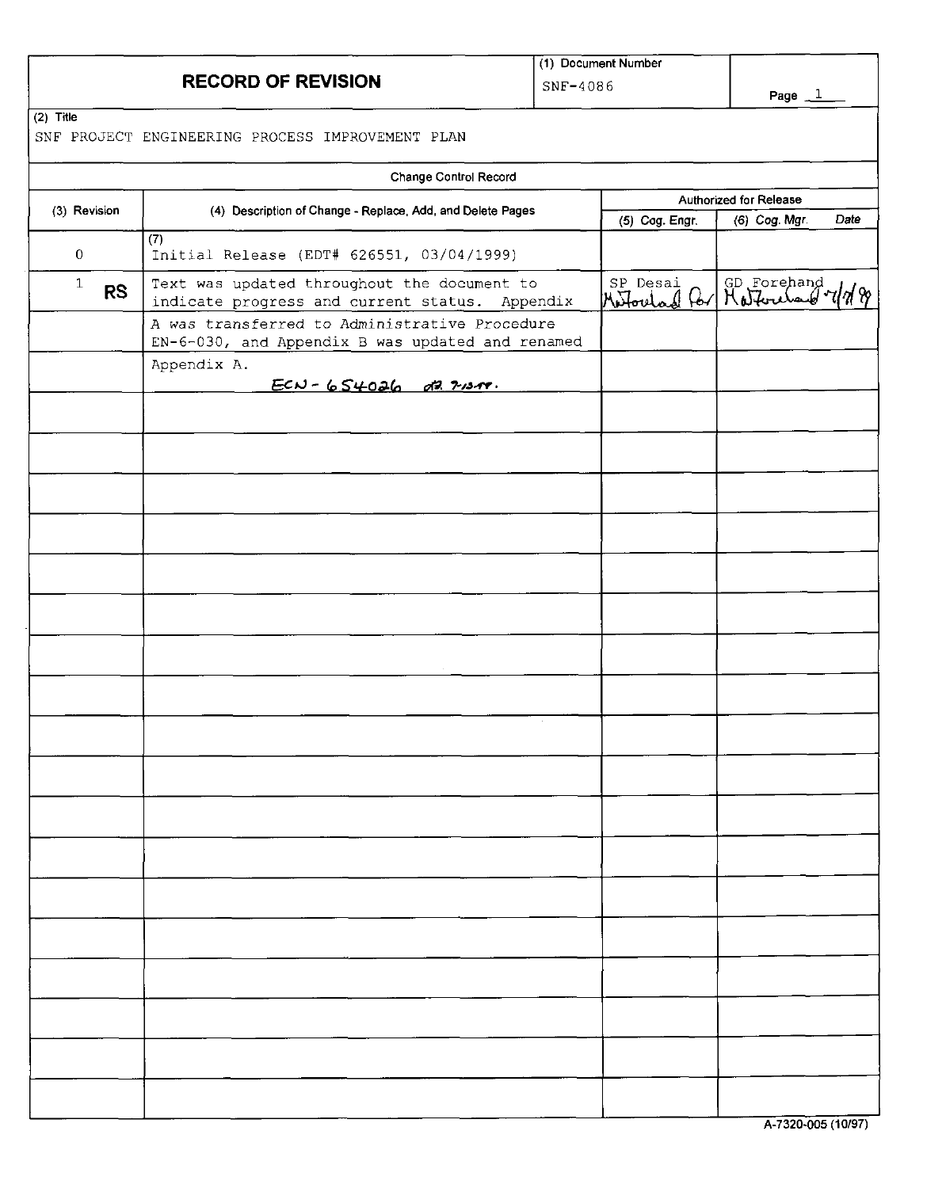# RECORD OF REVISION

(1) Document Number: SNF-4086

Page 1

(2) Title

SNF PROJECT ENGINEERING PROCESS IMPROVEMENT PLAN

**Change Control Record**

| (3) Revision | (4) Description of Change - Replace, Add, and Delete Pages | Authorized for Release (5) Cog. Engr. | Authorized for Release (6) Cog. Mgr. Date |
|---|---|---|---|
| 0 | (7) Initial Release (EDT# 626551, 03/04/1999) | | |
| 1 RS | Text was updated throughout the document to indicate progress and current status. Appendix A was transferred to Administrative Procedure EN-6-030, and Appendix B was updated and renamed Appendix A. ECN-654026 dz 7-13-99. | SP Desai *HWForeland for* | GD Forehand *HWForeland* 7/7/99 |

A-7320-005 (10/97)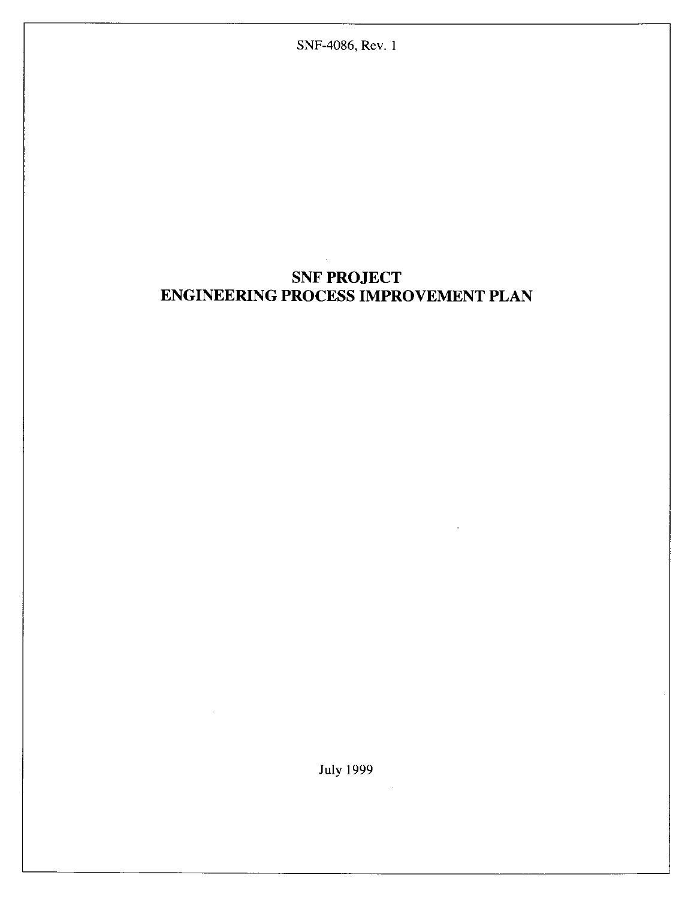SNF-4086, Rev. 1

# SNF PROJECT
# ENGINEERING PROCESS IMPROVEMENT PLAN

July 1999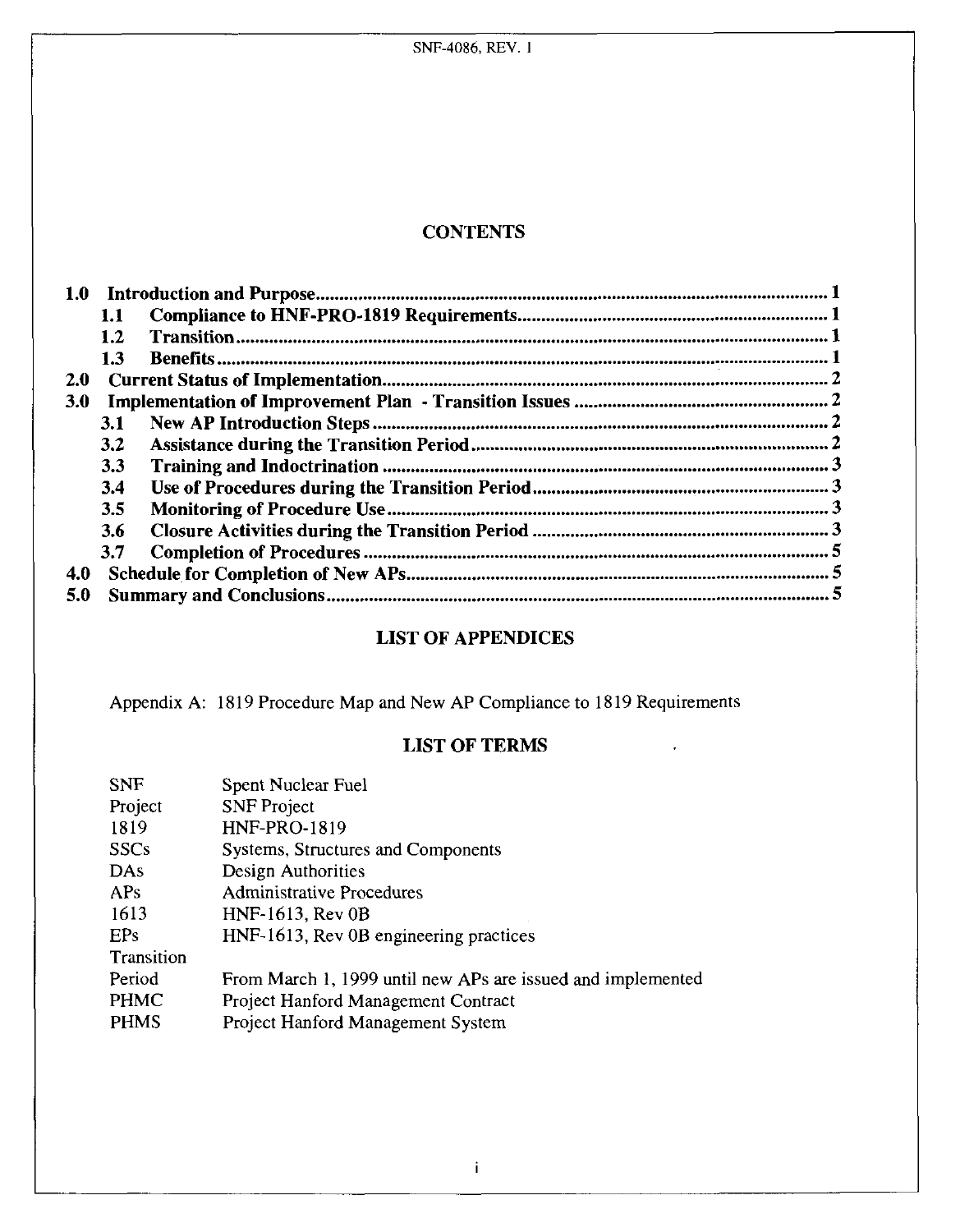## CONTENTS

| | | |
|---|---|---|
| **1.0** | **Introduction and Purpose** | **1** |
| **1.1** | **Compliance to HNF-PRO-1819 Requirements** | **1** |
| **1.2** | **Transition** | **1** |
| **1.3** | **Benefits** | **1** |
| **2.0** | **Current Status of Implementation** | **2** |
| **3.0** | **Implementation of Improvement Plan - Transition Issues** | **2** |
| **3.1** | **New AP Introduction Steps** | **2** |
| **3.2** | **Assistance during the Transition Period** | **2** |
| **3.3** | **Training and Indoctrination** | **3** |
| **3.4** | **Use of Procedures during the Transition Period** | **3** |
| **3.5** | **Monitoring of Procedure Use** | **3** |
| **3.6** | **Closure Activities during the Transition Period** | **3** |
| **3.7** | **Completion of Procedures** | **5** |
| **4.0** | **Schedule for Completion of New APs** | **5** |
| **5.0** | **Summary and Conclusions** | **5** |

## LIST OF APPENDICES

Appendix A: 1819 Procedure Map and New AP Compliance to 1819 Requirements

## LIST OF TERMS

| | |
|---|---|
| SNF | Spent Nuclear Fuel |
| Project | SNF Project |
| 1819 | HNF-PRO-1819 |
| SSCs | Systems, Structures and Components |
| DAs | Design Authorities |
| APs | Administrative Procedures |
| 1613 | HNF-1613, Rev 0B |
| EPs | HNF-1613, Rev 0B engineering practices |
| Transition Period | From March 1, 1999 until new APs are issued and implemented |
| PHMC | Project Hanford Management Contract |
| PHMS | Project Hanford Management System |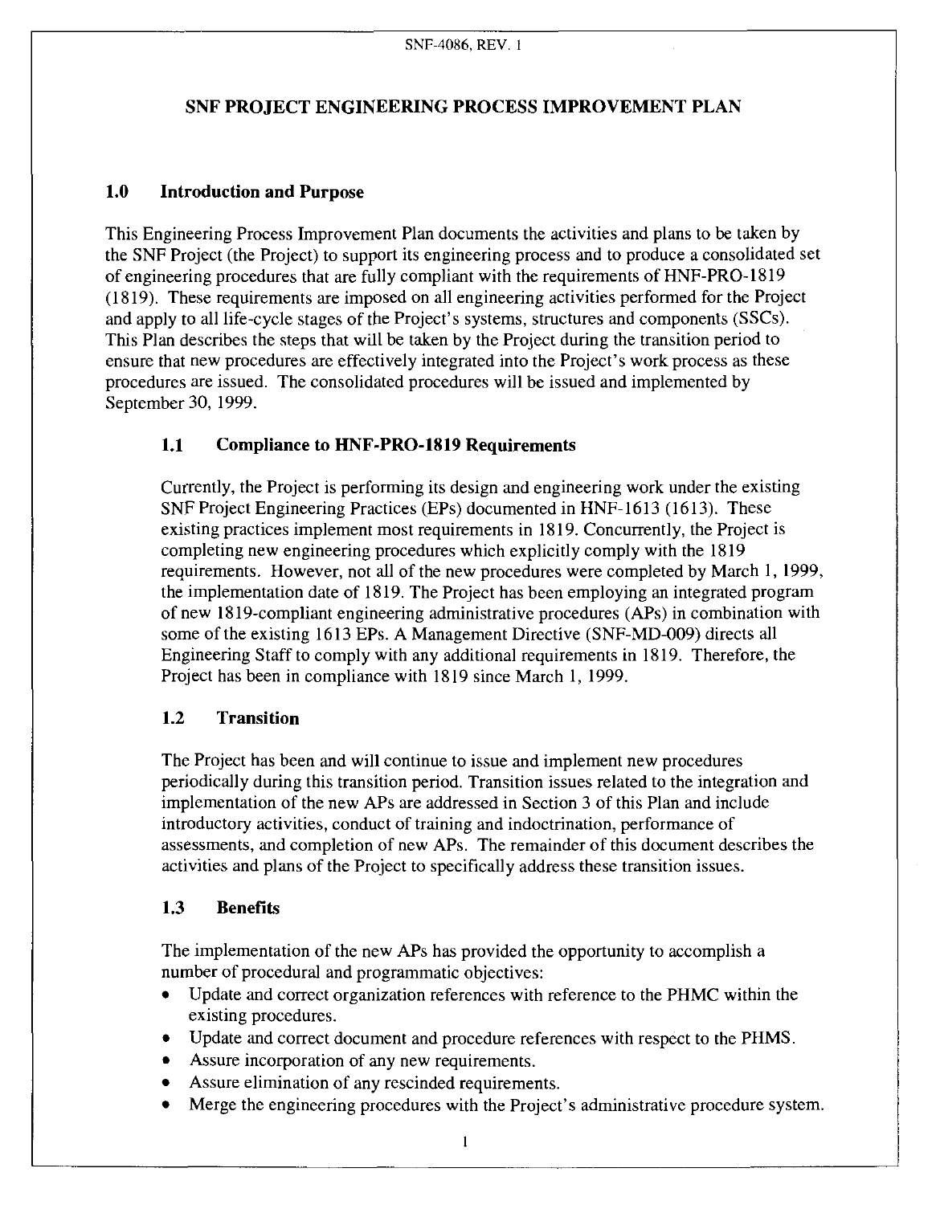# SNF PROJECT ENGINEERING PROCESS IMPROVEMENT PLAN

## 1.0 Introduction and Purpose

This Engineering Process Improvement Plan documents the activities and plans to be taken by the SNF Project (the Project) to support its engineering process and to produce a consolidated set of engineering procedures that are fully compliant with the requirements of HNF-PRO-1819 (1819). These requirements are imposed on all engineering activities performed for the Project and apply to all life-cycle stages of the Project's systems, structures and components (SSCs). This Plan describes the steps that will be taken by the Project during the transition period to ensure that new procedures are effectively integrated into the Project's work process as these procedures are issued. The consolidated procedures will be issued and implemented by September 30, 1999.

### 1.1 Compliance to HNF-PRO-1819 Requirements

Currently, the Project is performing its design and engineering work under the existing SNF Project Engineering Practices (EPs) documented in HNF-1613 (1613). These existing practices implement most requirements in 1819. Concurrently, the Project is completing new engineering procedures which explicitly comply with the 1819 requirements. However, not all of the new procedures were completed by March 1, 1999, the implementation date of 1819. The Project has been employing an integrated program of new 1819-compliant engineering administrative procedures (APs) in combination with some of the existing 1613 EPs. A Management Directive (SNF-MD-009) directs all Engineering Staff to comply with any additional requirements in 1819. Therefore, the Project has been in compliance with 1819 since March 1, 1999.

### 1.2 Transition

The Project has been and will continue to issue and implement new procedures periodically during this transition period. Transition issues related to the integration and implementation of the new APs are addressed in Section 3 of this Plan and include introductory activities, conduct of training and indoctrination, performance of assessments, and completion of new APs. The remainder of this document describes the activities and plans of the Project to specifically address these transition issues.

### 1.3 Benefits

The implementation of the new APs has provided the opportunity to accomplish a number of procedural and programmatic objectives:

- Update and correct organization references with reference to the PHMC within the existing procedures.
- Update and correct document and procedure references with respect to the PHMS.
- Assure incorporation of any new requirements.
- Assure elimination of any rescinded requirements.
- Merge the engineering procedures with the Project's administrative procedure system.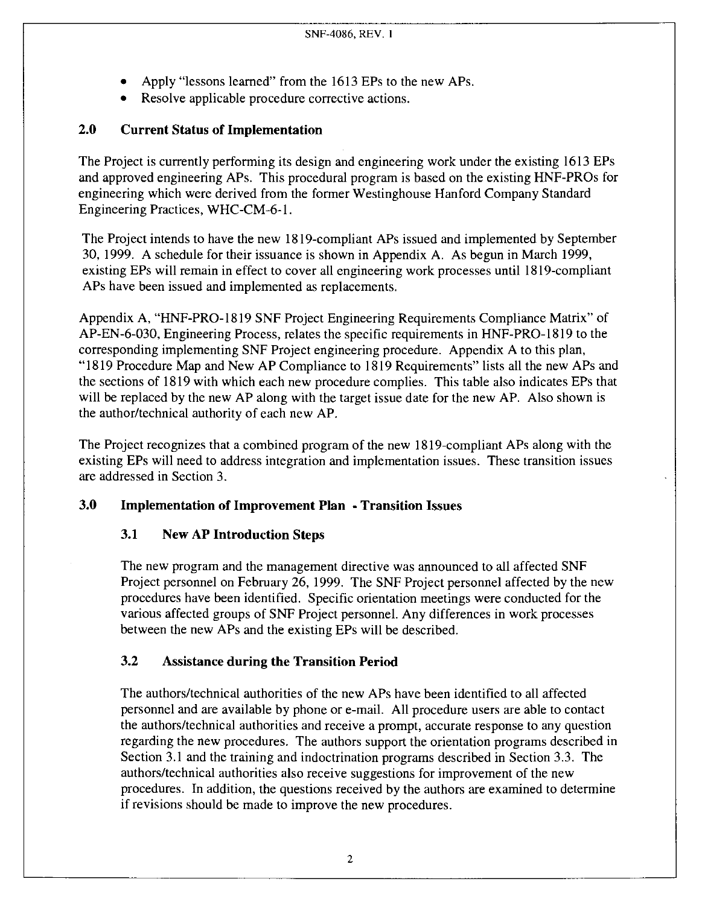- Apply "lessons learned" from the 1613 EPs to the new APs.
- Resolve applicable procedure corrective actions.

## 2.0 Current Status of Implementation

The Project is currently performing its design and engineering work under the existing 1613 EPs and approved engineering APs. This procedural program is based on the existing HNF-PROs for engineering which were derived from the former Westinghouse Hanford Company Standard Engineering Practices, WHC-CM-6-1.

The Project intends to have the new 1819-compliant APs issued and implemented by September 30, 1999. A schedule for their issuance is shown in Appendix A. As begun in March 1999, existing EPs will remain in effect to cover all engineering work processes until 1819-compliant APs have been issued and implemented as replacements.

Appendix A, "HNF-PRO-1819 SNF Project Engineering Requirements Compliance Matrix" of AP-EN-6-030, Engineering Process, relates the specific requirements in HNF-PRO-1819 to the corresponding implementing SNF Project engineering procedure. Appendix A to this plan, "1819 Procedure Map and New AP Compliance to 1819 Requirements" lists all the new APs and the sections of 1819 with which each new procedure complies. This table also indicates EPs that will be replaced by the new AP along with the target issue date for the new AP. Also shown is the author/technical authority of each new AP.

The Project recognizes that a combined program of the new 1819-compliant APs along with the existing EPs will need to address integration and implementation issues. These transition issues are addressed in Section 3.

## 3.0 Implementation of Improvement Plan - Transition Issues

### 3.1 New AP Introduction Steps

The new program and the management directive was announced to all affected SNF Project personnel on February 26, 1999. The SNF Project personnel affected by the new procedures have been identified. Specific orientation meetings were conducted for the various affected groups of SNF Project personnel. Any differences in work processes between the new APs and the existing EPs will be described.

### 3.2 Assistance during the Transition Period

The authors/technical authorities of the new APs have been identified to all affected personnel and are available by phone or e-mail. All procedure users are able to contact the authors/technical authorities and receive a prompt, accurate response to any question regarding the new procedures. The authors support the orientation programs described in Section 3.1 and the training and indoctrination programs described in Section 3.3. The authors/technical authorities also receive suggestions for improvement of the new procedures. In addition, the questions received by the authors are examined to determine if revisions should be made to improve the new procedures.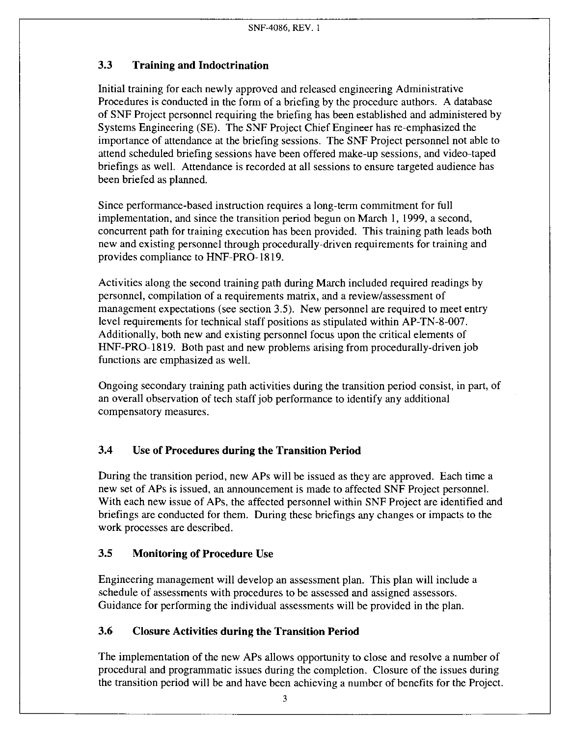### 3.3 Training and Indoctrination

Initial training for each newly approved and released engineering Administrative Procedures is conducted in the form of a briefing by the procedure authors. A database of SNF Project personnel requiring the briefing has been established and administered by Systems Engineering (SE). The SNF Project Chief Engineer has re-emphasized the importance of attendance at the briefing sessions. The SNF Project personnel not able to attend scheduled briefing sessions have been offered make-up sessions, and video-taped briefings as well. Attendance is recorded at all sessions to ensure targeted audience has been briefed as planned.

Since performance-based instruction requires a long-term commitment for full implementation, and since the transition period begun on March 1, 1999, a second, concurrent path for training execution has been provided. This training path leads both new and existing personnel through procedurally-driven requirements for training and provides compliance to HNF-PRO-1819.

Activities along the second training path during March included required readings by personnel, compilation of a requirements matrix, and a review/assessment of management expectations (see section 3.5). New personnel are required to meet entry level requirements for technical staff positions as stipulated within AP-TN-8-007. Additionally, both new and existing personnel focus upon the critical elements of HNF-PRO-1819. Both past and new problems arising from procedurally-driven job functions are emphasized as well.

Ongoing secondary training path activities during the transition period consist, in part, of an overall observation of tech staff job performance to identify any additional compensatory measures.

### 3.4 Use of Procedures during the Transition Period

During the transition period, new APs will be issued as they are approved. Each time a new set of APs is issued, an announcement is made to affected SNF Project personnel. With each new issue of APs, the affected personnel within SNF Project are identified and briefings are conducted for them. During these briefings any changes or impacts to the work processes are described.

### 3.5 Monitoring of Procedure Use

Engineering management will develop an assessment plan. This plan will include a schedule of assessments with procedures to be assessed and assigned assessors. Guidance for performing the individual assessments will be provided in the plan.

### 3.6 Closure Activities during the Transition Period

The implementation of the new APs allows opportunity to close and resolve a number of procedural and programmatic issues during the completion. Closure of the issues during the transition period will be and have been achieving a number of benefits for the Project.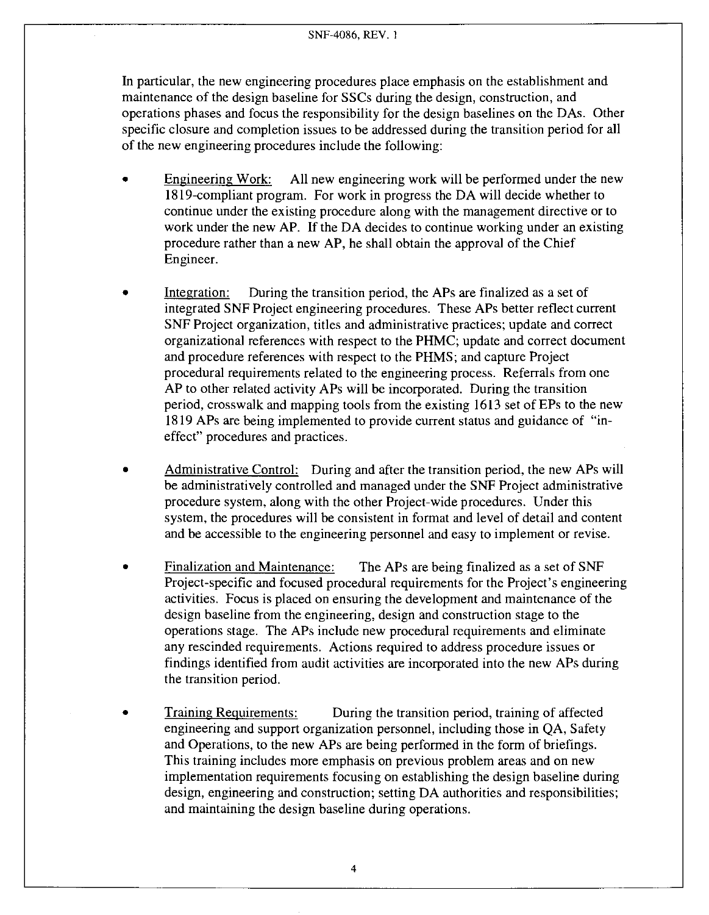In particular, the new engineering procedures place emphasis on the establishment and maintenance of the design baseline for SSCs during the design, construction, and operations phases and focus the responsibility for the design baselines on the DAs. Other specific closure and completion issues to be addressed during the transition period for all of the new engineering procedures include the following:

- Engineering Work: All new engineering work will be performed under the new 1819-compliant program. For work in progress the DA will decide whether to continue under the existing procedure along with the management directive or to work under the new AP. If the DA decides to continue working under an existing procedure rather than a new AP, he shall obtain the approval of the Chief Engineer.

- Integration: During the transition period, the APs are finalized as a set of integrated SNF Project engineering procedures. These APs better reflect current SNF Project organization, titles and administrative practices; update and correct organizational references with respect to the PHMC; update and correct document and procedure references with respect to the PHMS; and capture Project procedural requirements related to the engineering process. Referrals from one AP to other related activity APs will be incorporated. During the transition period, crosswalk and mapping tools from the existing 1613 set of EPs to the new 1819 APs are being implemented to provide current status and guidance of "in-effect" procedures and practices.

- Administrative Control: During and after the transition period, the new APs will be administratively controlled and managed under the SNF Project administrative procedure system, along with the other Project-wide procedures. Under this system, the procedures will be consistent in format and level of detail and content and be accessible to the engineering personnel and easy to implement or revise.

- Finalization and Maintenance: The APs are being finalized as a set of SNF Project-specific and focused procedural requirements for the Project's engineering activities. Focus is placed on ensuring the development and maintenance of the design baseline from the engineering, design and construction stage to the operations stage. The APs include new procedural requirements and eliminate any rescinded requirements. Actions required to address procedure issues or findings identified from audit activities are incorporated into the new APs during the transition period.

- Training Requirements: During the transition period, training of affected engineering and support organization personnel, including those in QA, Safety and Operations, to the new APs are being performed in the form of briefings. This training includes more emphasis on previous problem areas and on new implementation requirements focusing on establishing the design baseline during design, engineering and construction; setting DA authorities and responsibilities; and maintaining the design baseline during operations.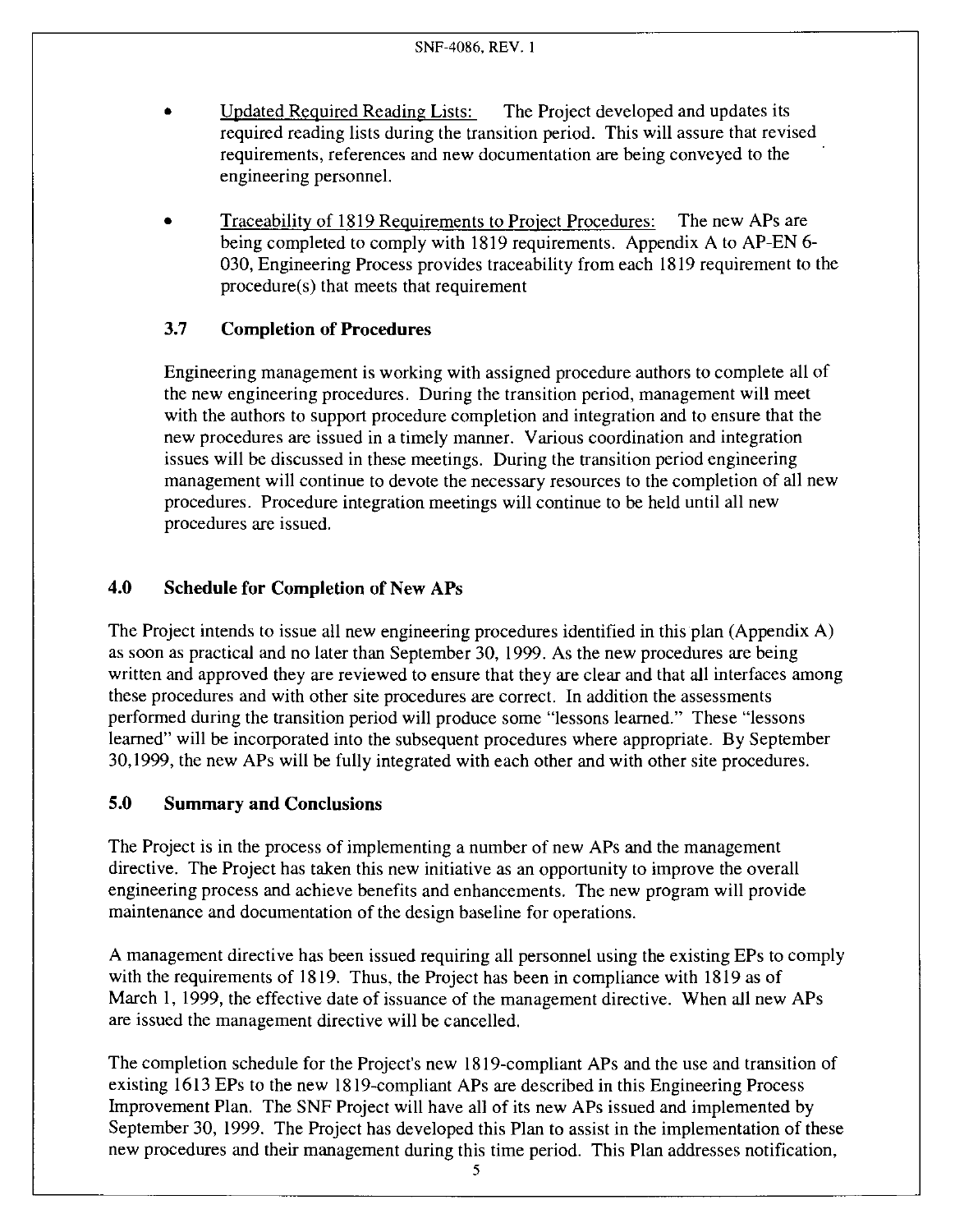- Updated Required Reading Lists: The Project developed and updates its required reading lists during the transition period. This will assure that revised requirements, references and new documentation are being conveyed to the engineering personnel.

- Traceability of 1819 Requirements to Project Procedures: The new APs are being completed to comply with 1819 requirements. Appendix A to AP-EN 6-030, Engineering Process provides traceability from each 1819 requirement to the procedure(s) that meets that requirement

### 3.7 Completion of Procedures

Engineering management is working with assigned procedure authors to complete all of the new engineering procedures. During the transition period, management will meet with the authors to support procedure completion and integration and to ensure that the new procedures are issued in a timely manner. Various coordination and integration issues will be discussed in these meetings. During the transition period engineering management will continue to devote the necessary resources to the completion of all new procedures. Procedure integration meetings will continue to be held until all new procedures are issued.

## 4.0 Schedule for Completion of New APs

The Project intends to issue all new engineering procedures identified in this plan (Appendix A) as soon as practical and no later than September 30, 1999. As the new procedures are being written and approved they are reviewed to ensure that they are clear and that all interfaces among these procedures and with other site procedures are correct. In addition the assessments performed during the transition period will produce some "lessons learned." These "lessons learned" will be incorporated into the subsequent procedures where appropriate. By September 30,1999, the new APs will be fully integrated with each other and with other site procedures.

## 5.0 Summary and Conclusions

The Project is in the process of implementing a number of new APs and the management directive. The Project has taken this new initiative as an opportunity to improve the overall engineering process and achieve benefits and enhancements. The new program will provide maintenance and documentation of the design baseline for operations.

A management directive has been issued requiring all personnel using the existing EPs to comply with the requirements of 1819. Thus, the Project has been in compliance with 1819 as of March 1, 1999, the effective date of issuance of the management directive. When all new APs are issued the management directive will be cancelled.

The completion schedule for the Project's new 1819-compliant APs and the use and transition of existing 1613 EPs to the new 1819-compliant APs are described in this Engineering Process Improvement Plan. The SNF Project will have all of its new APs issued and implemented by September 30, 1999. The Project has developed this Plan to assist in the implementation of these new procedures and their management during this time period. This Plan addresses notification,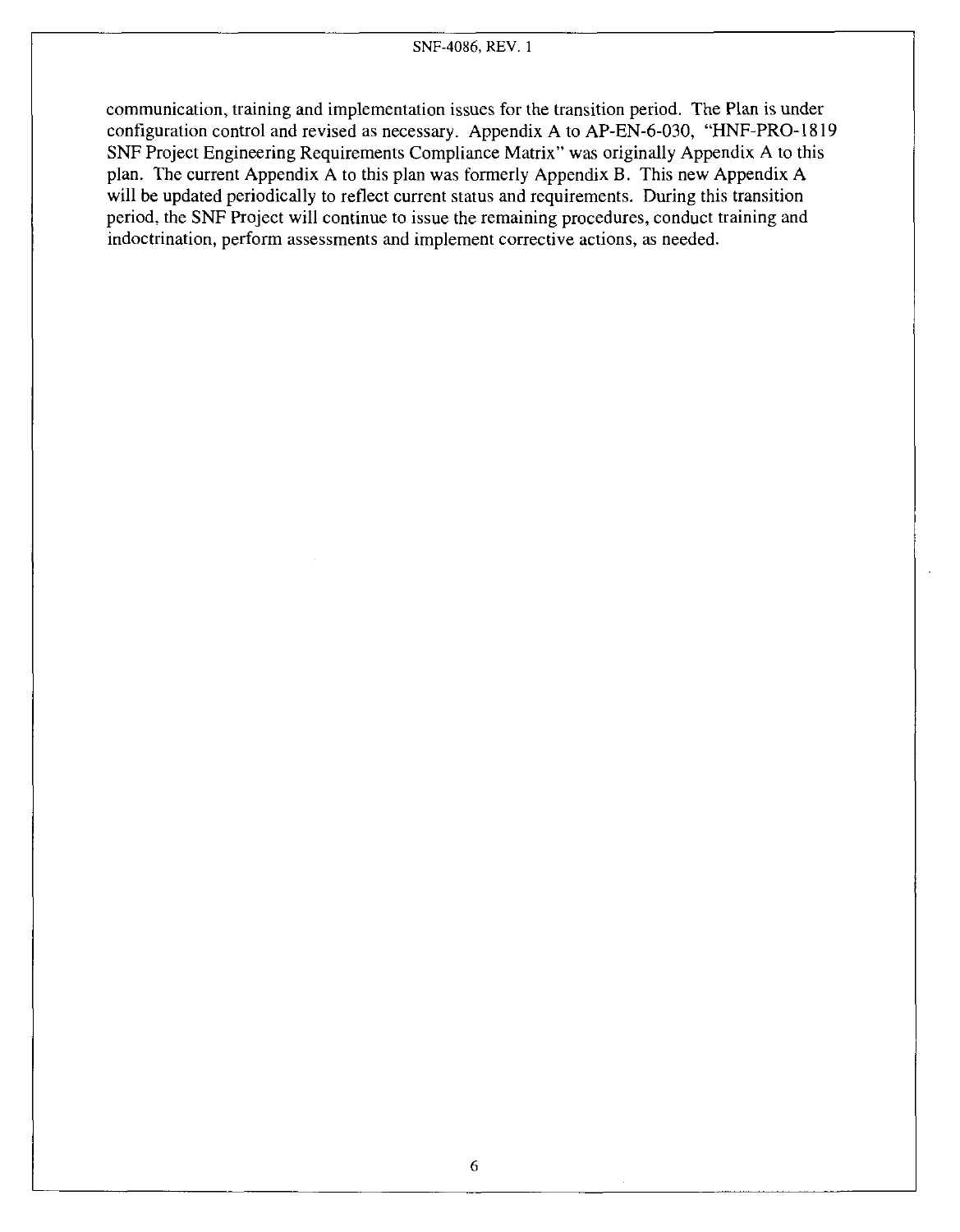communication, training and implementation issues for the transition period. The Plan is under configuration control and revised as necessary. Appendix A to AP-EN-6-030, "HNF-PRO-1819 SNF Project Engineering Requirements Compliance Matrix" was originally Appendix A to this plan. The current Appendix A to this plan was formerly Appendix B. This new Appendix A will be updated periodically to reflect current status and requirements. During this transition period, the SNF Project will continue to issue the remaining procedures, conduct training and indoctrination, perform assessments and implement corrective actions, as needed.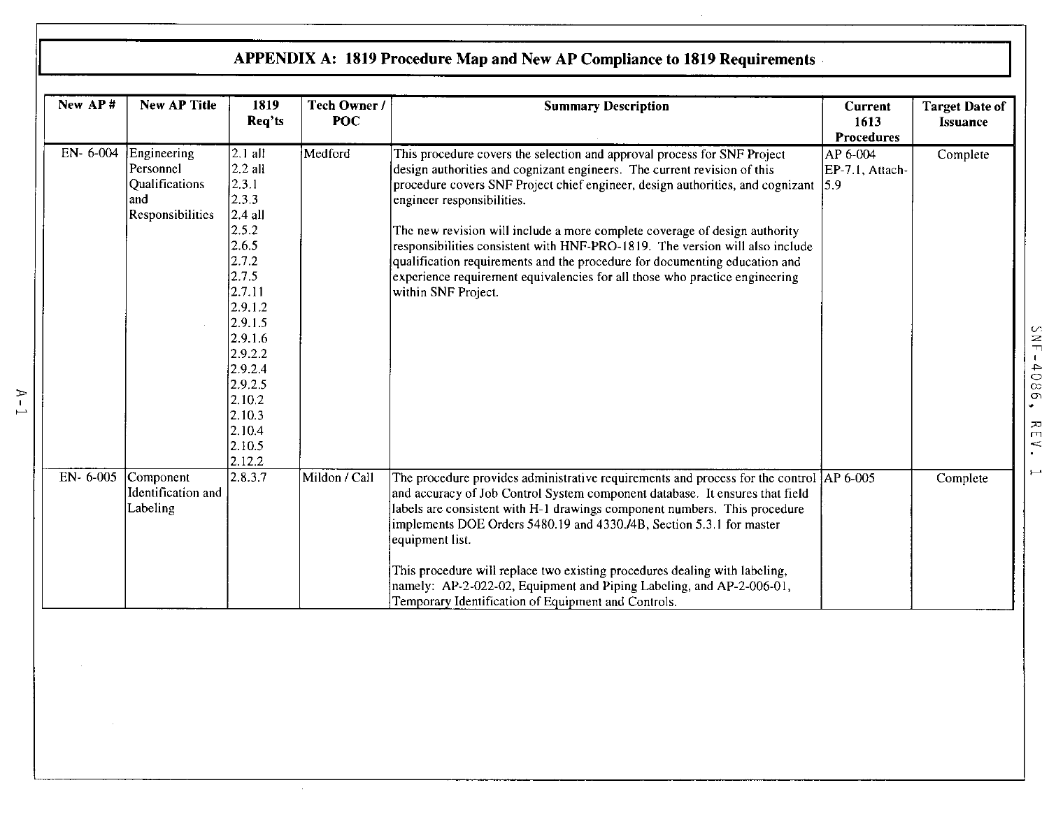## APPENDIX A: 1819 Procedure Map and New AP Compliance to 1819 Requirements

| New AP # | New AP Title | 1819 Req'ts | Tech Owner / POC | Summary Description | Current 1613 Procedures | Target Date of Issuance |
|---|---|---|---|---|---|---|
| EN- 6-004 | Engineering Personnel Qualifications and Responsibilities | 2.1 all<br>2.2 all<br>2.3.1<br>2.3.3<br>2.4 all<br>2.5.2<br>2.6.5<br>2.7.2<br>2.7.5<br>2.7.11<br>2.9.1.2<br>2.9.1.5<br>2.9.1.6<br>2.9.2.2<br>2.9.2.4<br>2.9.2.5<br>2.10.2<br>2.10.3<br>2.10.4<br>2.10.5<br>2.12.2 | Medford | This procedure covers the selection and approval process for SNF Project design authorities and cognizant engineers. The current revision of this procedure covers SNF Project chief engineer, design authorities, and cognizant engineer responsibilities.<br><br>The new revision will include a more complete coverage of design authority responsibilities consistent with HNF-PRO-1819. The version will also include qualification requirements and the procedure for documenting education and experience requirement equivalencies for all those who practice engineering within SNF Project. | AP 6-004<br>EP-7.1, Attach-5.9 | Complete |
| EN- 6-005 | Component Identification and Labeling | 2.8.3.7 | Mildon / Call | The procedure provides administrative requirements and process for the control and accuracy of Job Control System component database. It ensures that field labels are consistent with H-1 drawings component numbers. This procedure implements DOE Orders 5480.19 and 4330./4B, Section 5.3.1 for master equipment list.<br><br>This procedure will replace two existing procedures dealing with labeling, namely: AP-2-022-02, Equipment and Piping Labeling, and AP-2-006-01, Temporary Identification of Equipment and Controls. | AP 6-005 | Complete |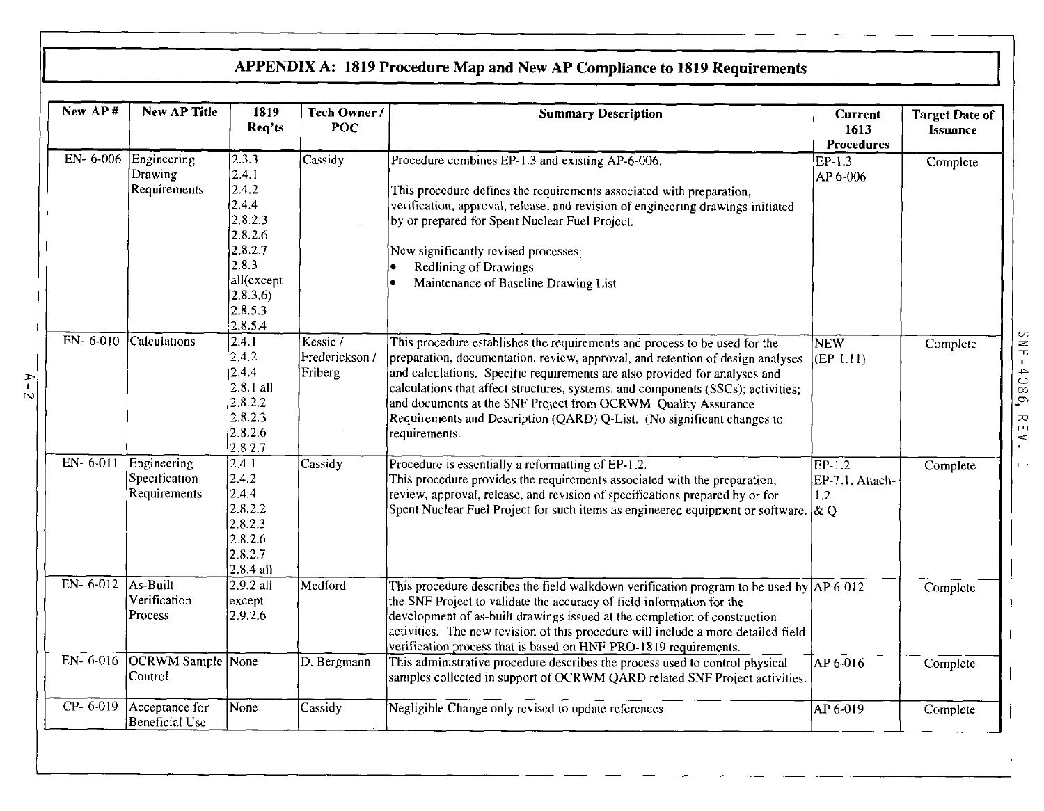# APPENDIX A: 1819 Procedure Map and New AP Compliance to 1819 Requirements

| New AP # | New AP Title | 1819 Req'ts | Tech Owner / POC | Summary Description | Current 1613 Procedures | Target Date of Issuance |
|---|---|---|---|---|---|---|
| EN- 6-006 | Engineering Drawing Requirements | 2.3.3<br>2.4.1<br>2.4.2<br>2.4.4<br>2.8.2.3<br>2.8.2.6<br>2.8.2.7<br>2.8.3 all(except 2.8.3.6)<br>2.8.5.3<br>2.8.5.4 | Cassidy | Procedure combines EP-1.3 and existing AP-6-006.<br><br>This procedure defines the requirements associated with preparation, verification, approval, release, and revision of engineering drawings initiated by or prepared for Spent Nuclear Fuel Project.<br><br>New significantly revised processes:<br>• Redlining of Drawings<br>• Maintenance of Baseline Drawing List | EP-1.3<br>AP 6-006 | Complete |
| EN- 6-010 | Calculations | 2.4.1<br>2.4.2<br>2.4.4<br>2.8.1 all<br>2.8.2.2<br>2.8.2.3<br>2.8.2.6<br>2.8.2.7 | Kessie / Frederickson / Friberg | This procedure establishes the requirements and process to be used for the preparation, documentation, review, approval, and retention of design analyses and calculations. Specific requirements are also provided for analyses and calculations that affect structures, systems, and components (SSCs); activities; and documents at the SNF Project from OCRWM Quality Assurance Requirements and Description (QARD) Q-List. (No significant changes to requirements. | NEW<br>(EP-1.11) | Complete |
| EN- 6-011 | Engineering Specification Requirements | 2.4.1<br>2.4.2<br>2.4.4<br>2.8.2.2<br>2.8.2.3<br>2.8.2.6<br>2.8.2.7<br>2.8.4 all | Cassidy | Procedure is essentially a reformatting of EP-1.2.<br>This procedure provides the requirements associated with the preparation, review, approval, release, and revision of specifications prepared by or for Spent Nuclear Fuel Project for such items as engineered equipment or software. | EP-1.2<br>EP-7.1, Attach-1.2<br>& Q | Complete |
| EN- 6-012 | As-Built Verification Process | 2.9.2 all except 2.9.2.6 | Medford | This procedure describes the field walkdown verification program to be used by the SNF Project to validate the accuracy of field information for the development of as-built drawings issued at the completion of construction activities. The new revision of this procedure will include a more detailed field verification process that is based on HNF-PRO-1819 requirements. | AP 6-012 | Complete |
| EN- 6-016 | OCRWM Sample Control | None | D. Bergmann | This administrative procedure describes the process used to control physical samples collected in support of OCRWM QARD related SNF Project activities. | AP 6-016 | Complete |
| CP- 6-019 | Acceptance for Beneficial Use | None | Cassidy | Negligible Change only revised to update references. | AP 6-019 | Complete |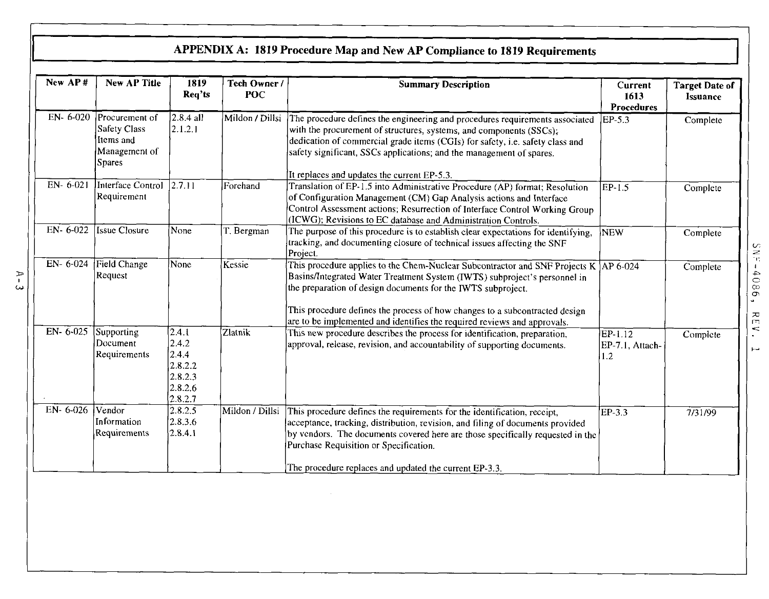# APPENDIX A: 1819 Procedure Map and New AP Compliance to 1819 Requirements

| New AP # | New AP Title | 1819 Req'ts | Tech Owner / POC | Summary Description | Current 1613 Procedures | Target Date of Issuance |
|---|---|---|---|---|---|---|
| EN- 6-020 | Procurement of Safety Class Items and Management of Spares | 2.8.4 all 2.1.2.1 | Mildon / Dillsi | The procedure defines the engineering and procedures requirements associated with the procurement of structures, systems, and components (SSCs); dedication of commercial grade items (CGIs) for safety, i.e. safety class and safety significant, SSCs applications; and the management of spares.<br><br>It replaces and updates the current EP-5.3. | EP-5.3 | Complete |
| EN- 6-021 | Interface Control Requirement | 2.7.11 | Forehand | Translation of EP-1.5 into Administrative Procedure (AP) format; Resolution of Configuration Management (CM) Gap Analysis actions and Interface Control Assessment actions; Resurrection of Interface Control Working Group (ICWG); Revisions to EC database and Administration Controls. | EP-1.5 | Complete |
| EN- 6-022 | Issue Closure | None | T. Bergman | The purpose of this procedure is to establish clear expectations for identifying, tracking, and documenting closure of technical issues affecting the SNF Project. | NEW | Complete |
| EN- 6-024 | Field Change Request | None | Kessie | This procedure applies to the Chem-Nuclear Subcontractor and SNF Projects K Basins/Integrated Water Treatment System (IWTS) subproject's personnel in the preparation of design documents for the IWTS subproject.<br><br>This procedure defines the process of how changes to a subcontracted design are to be implemented and identifies the required reviews and approvals. | AP 6-024 | Complete |
| EN- 6-025 | Supporting Document Requirements | 2.4.1<br>2.4.2<br>2.4.4<br>2.8.2.2<br>2.8.2.3<br>2.8.2.6<br>2.8.2.7 | Zlatnik | This new procedure describes the process for identification, preparation, approval, release, revision, and accountability of supporting documents. | EP-1.12<br>EP-7.1, Attach-1.2 | Complete |
| EN- 6-026 | Vendor Information Requirements | 2.8.2.5<br>2.8.3.6<br>2.8.4.1 | Mildon / Dillsi | This procedure defines the requirements for the identification, receipt, acceptance, tracking, distribution, revision, and filing of documents provided by vendors. The documents covered here are those specifically requested in the Purchase Requisition or Specification.<br><br>The procedure replaces and updated the current EP-3.3. | EP-3.3 | 7/31/99 |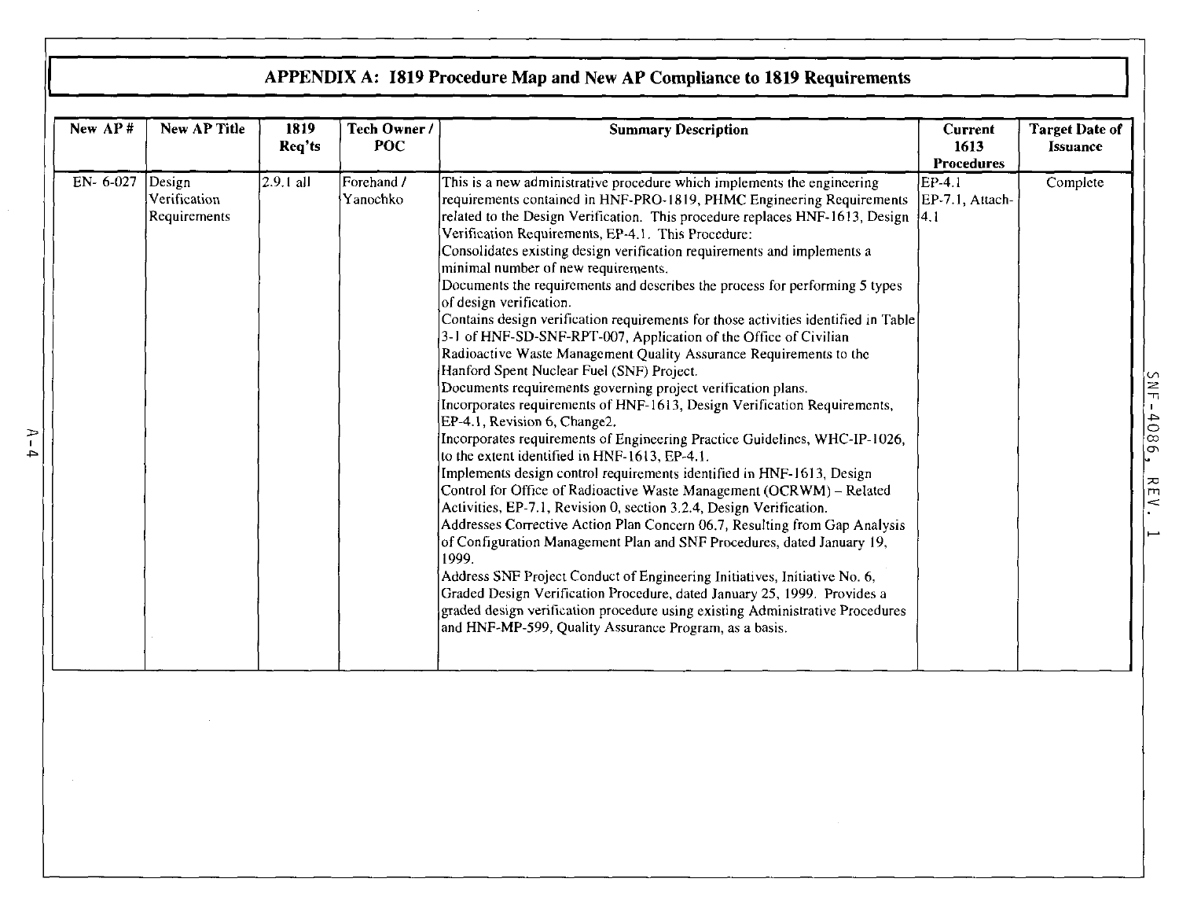## APPENDIX A: 1819 Procedure Map and New AP Compliance to 1819 Requirements

| New AP # | New AP Title | 1819 Req'ts | Tech Owner / POC | Summary Description | Current 1613 Procedures | Target Date of Issuance |
|---|---|---|---|---|---|---|
| EN- 6-027 | Design Verification Requirements | 2.9.1 all | Forehand / Yanochko | This is a new administrative procedure which implements the engineering requirements contained in HNF-PRO-1819, PHMC Engineering Requirements related to the Design Verification. This procedure replaces HNF-1613, Design Verification Requirements, EP-4.1. This Procedure:<br>Consolidates existing design verification requirements and implements a minimal number of new requirements.<br>Documents the requirements and describes the process for performing 5 types of design verification.<br>Contains design verification requirements for those activities identified in Table 3-1 of HNF-SD-SNF-RPT-007, Application of the Office of Civilian Radioactive Waste Management Quality Assurance Requirements to the Hanford Spent Nuclear Fuel (SNF) Project.<br>Documents requirements governing project verification plans.<br>Incorporates requirements of HNF-1613, Design Verification Requirements, EP-4.1, Revision 6, Change2.<br>Incorporates requirements of Engineering Practice Guidelines, WHC-IP-1026, to the extent identified in HNF-1613, EP-4.1.<br>Implements design control requirements identified in HNF-1613, Design Control for Office of Radioactive Waste Management (OCRWM) – Related Activities, EP-7.1, Revision 0, section 3.2.4, Design Verification.<br>Addresses Corrective Action Plan Concern 06.7, Resulting from Gap Analysis of Configuration Management Plan and SNF Procedures, dated January 19, 1999.<br>Address SNF Project Conduct of Engineering Initiatives, Initiative No. 6, Graded Design Verification Procedure, dated January 25, 1999. Provides a graded design verification procedure using existing Administrative Procedures and HNF-MP-599, Quality Assurance Program, as a basis. | EP-4.1<br>EP-7.1, Attach-4.1 | Complete |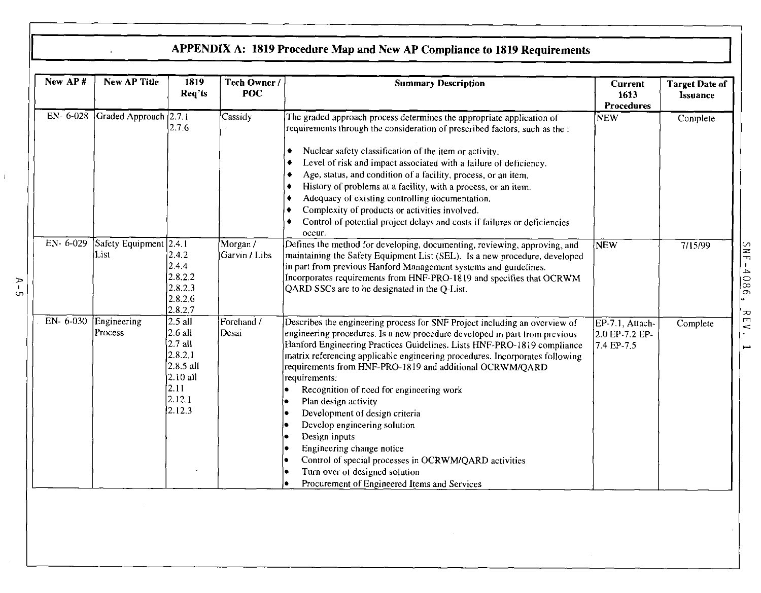## APPENDIX A: 1819 Procedure Map and New AP Compliance to 1819 Requirements

| New AP # | New AP Title | 1819 Req'ts | Tech Owner / POC | Summary Description | Current 1613 Procedures | Target Date of Issuance |
|---|---|---|---|---|---|---|
| EN- 6-028 | Graded Approach | 2.7.1<br>2.7.6 | Cassidy | The graded approach process determines the appropriate application of requirements through the consideration of prescribed factors, such as the :<br>♦ Nuclear safety classification of the item or activity.<br>♦ Level of risk and impact associated with a failure of deficiency.<br>♦ Age, status, and condition of a facility, process, or an item.<br>♦ History of problems at a facility, with a process, or an item.<br>♦ Adequacy of existing controlling documentation.<br>♦ Complexity of products or activities involved.<br>♦ Control of potential project delays and costs if failures or deficiencies occur. | NEW | Complete |
| EN- 6-029 | Safety Equipment List | 2.4.1<br>2.4.2<br>2.4.4<br>2.8.2.2<br>2.8.2.3<br>2.8.2.6<br>2.8.2.7 | Morgan / Garvin / Libs | Defines the method for developing, documenting, reviewing, approving, and maintaining the Safety Equipment List (SEL). Is a new procedure, developed in part from previous Hanford Management systems and guidelines. Incorporates requirements from HNF-PRO-1819 and specifies that OCRWM QARD SSCs are to be designated in the Q-List. | NEW | 7/15/99 |
| EN- 6-030 | Engineering Process | 2.5 all<br>2.6 all<br>2.7 all<br>2.8.2.1<br>2.8.5 all<br>2.10 all<br>2.11<br>2.12.1<br>2.12.3 | Forehand / Desai | Describes the engineering process for SNF Project including an overview of engineering procedures. Is a new procedure developed in part from previous Hanford Engineering Practices Guidelines. Lists HNF-PRO-1819 compliance matrix referencing applicable engineering procedures. Incorporates following requirements from HNF-PRO-1819 and additional OCRWM/QARD requirements:<br>• Recognition of need for engineering work<br>• Plan design activity<br>• Development of design criteria<br>• Develop engineering solution<br>• Design inputs<br>• Engineering change notice<br>• Control of special processes in OCRWM/QARD activities<br>• Turn over of designed solution<br>• Procurement of Engineered Items and Services | EP-7.1, Attach-2.0 EP-7.2 EP-7.4 EP-7.5 | Complete |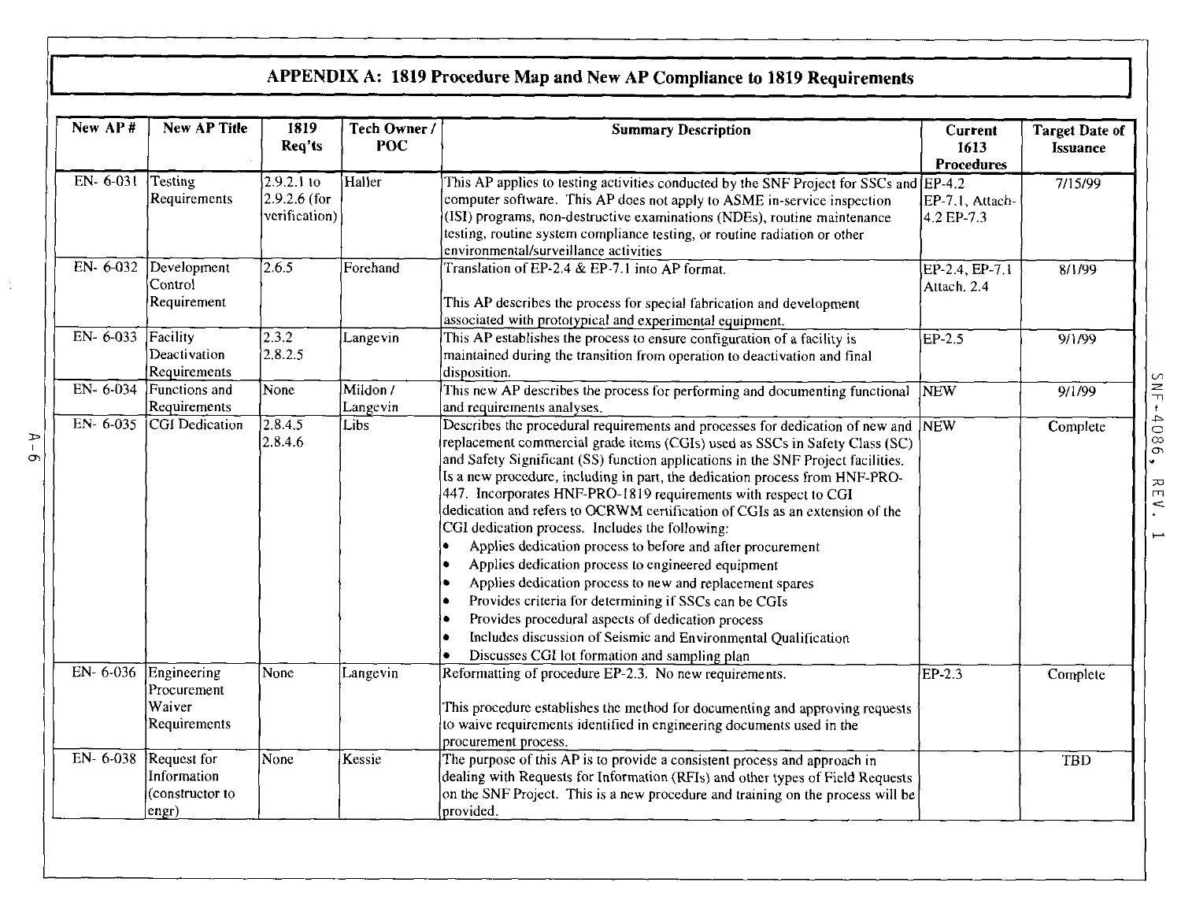## APPENDIX A: 1819 Procedure Map and New AP Compliance to 1819 Requirements

| New AP # | New AP Title | 1819 Req'ts | Tech Owner / POC | Summary Description | Current 1613 Procedures | Target Date of Issuance |
|---|---|---|---|---|---|---|
| EN- 6-031 | Testing Requirements | 2.9.2.1 to 2.9.2.6 (for verification) | Haller | This AP applies to testing activities conducted by the SNF Project for SSCs and computer software. This AP does not apply to ASME in-service inspection (ISI) programs, non-destructive examinations (NDEs), routine maintenance testing, routine system compliance testing, or routine radiation or other environmental/surveillance activities | EP-4.2 EP-7.1, Attach-4.2 EP-7.3 | 7/15/99 |
| EN- 6-032 | Development Control Requirement | 2.6.5 | Forehand | Translation of EP-2.4 & EP-7.1 into AP format.<br><br>This AP describes the process for special fabrication and development associated with prototypical and experimental equipment. | EP-2.4, EP-7.1 Attach. 2.4 | 8/1/99 |
| EN- 6-033 | Facility Deactivation Requirements | 2.3.2 2.8.2.5 | Langevin | This AP establishes the process to ensure configuration of a facility is maintained during the transition from operation to deactivation and final disposition. | EP-2.5 | 9/1/99 |
| EN- 6-034 | Functions and Requirements | None | Mildon / Langevin | This new AP describes the process for performing and documenting functional and requirements analyses. | NEW | 9/1/99 |
| EN- 6-035 | CGI Dedication | 2.8.4.5 2.8.4.6 | Libs | Describes the procedural requirements and processes for dedication of new and replacement commercial grade items (CGIs) used as SSCs in Safety Class (SC) and Safety Significant (SS) function applications in the SNF Project facilities. Is a new procedure, including in part, the dedication process from HNF-PRO-447. Incorporates HNF-PRO-1819 requirements with respect to CGI dedication and refers to OCRWM certification of CGIs as an extension of the CGI dedication process. Includes the following:<br>• Applies dedication process to before and after procurement<br>• Applies dedication process to engineered equipment<br>• Applies dedication process to new and replacement spares<br>• Provides criteria for determining if SSCs can be CGIs<br>• Provides procedural aspects of dedication process<br>• Includes discussion of Seismic and Environmental Qualification<br>• Discusses CGI lot formation and sampling plan | NEW | Complete |
| EN- 6-036 | Engineering Procurement Waiver Requirements | None | Langevin | Reformatting of procedure EP-2.3. No new requirements.<br><br>This procedure establishes the method for documenting and approving requests to waive requirements identified in engineering documents used in the procurement process. | EP-2.3 | Complete |
| EN- 6-038 | Request for Information (constructor to engr) | None | Kessie | The purpose of this AP is to provide a consistent process and approach in dealing with Requests for Information (RFIs) and other types of Field Requests on the SNF Project. This is a new procedure and training on the process will be provided. | | TBD |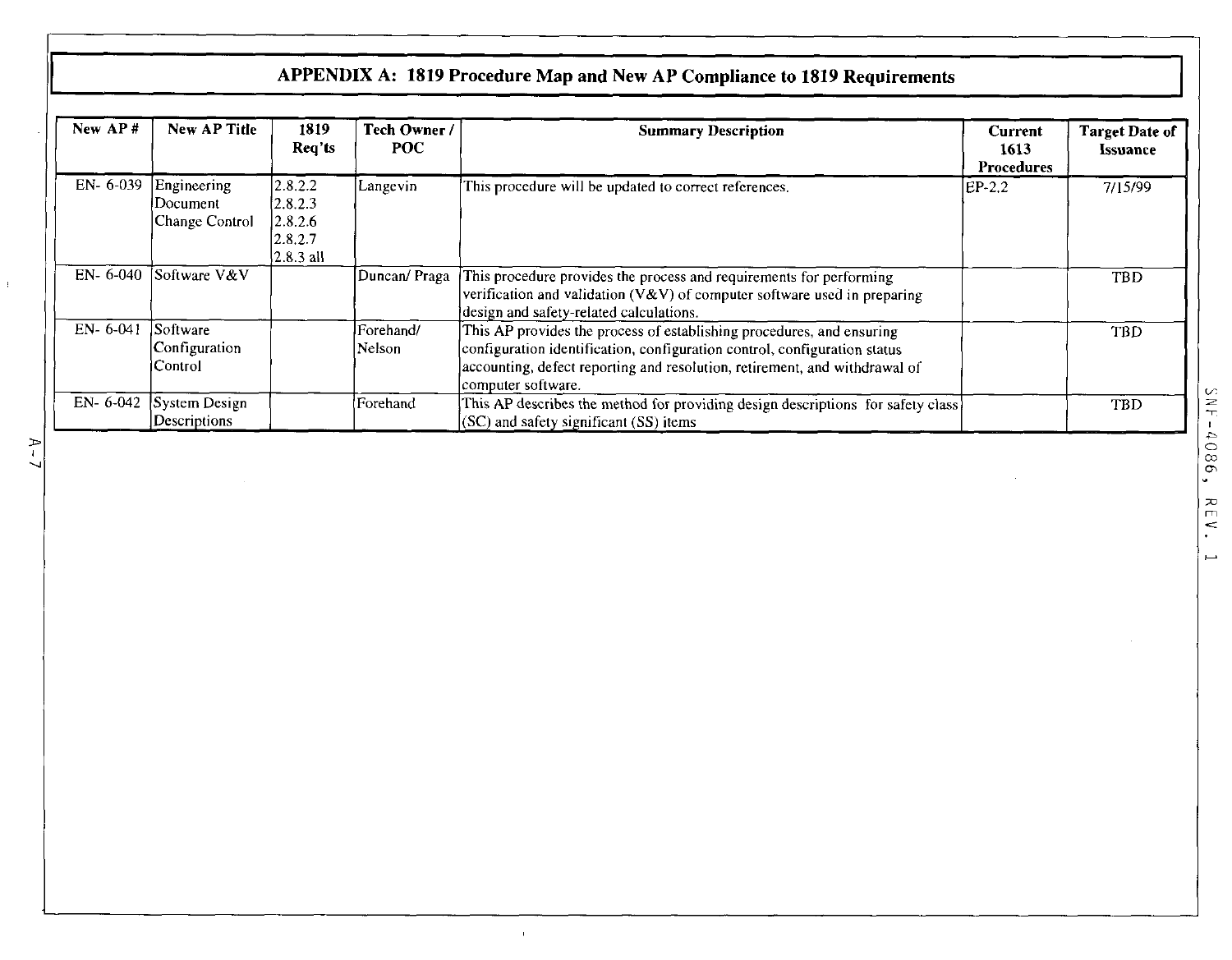## APPENDIX A: 1819 Procedure Map and New AP Compliance to 1819 Requirements

| New AP # | New AP Title | 1819 Req'ts | Tech Owner / POC | Summary Description | Current 1613 Procedures | Target Date of Issuance |
|---|---|---|---|---|---|---|
| EN- 6-039 | Engineering Document Change Control | 2.8.2.2<br>2.8.2.3<br>2.8.2.6<br>2.8.2.7<br>2.8.3 all | Langevin | This procedure will be updated to correct references. | EP-2.2 | 7/15/99 |
| EN- 6-040 | Software V&V | | Duncan/ Praga | This procedure provides the process and requirements for performing verification and validation (V&V) of computer software used in preparing design and safety-related calculations. | | TBD |
| EN- 6-041 | Software Configuration Control | | Forehand/ Nelson | This AP provides the process of establishing procedures, and ensuring configuration identification, configuration control, configuration status accounting, defect reporting and resolution, retirement, and withdrawal of computer software. | | TBD |
| EN- 6-042 | System Design Descriptions | | Forehand | This AP describes the method for providing design descriptions for safety class (SC) and safety significant (SS) items | | TBD |